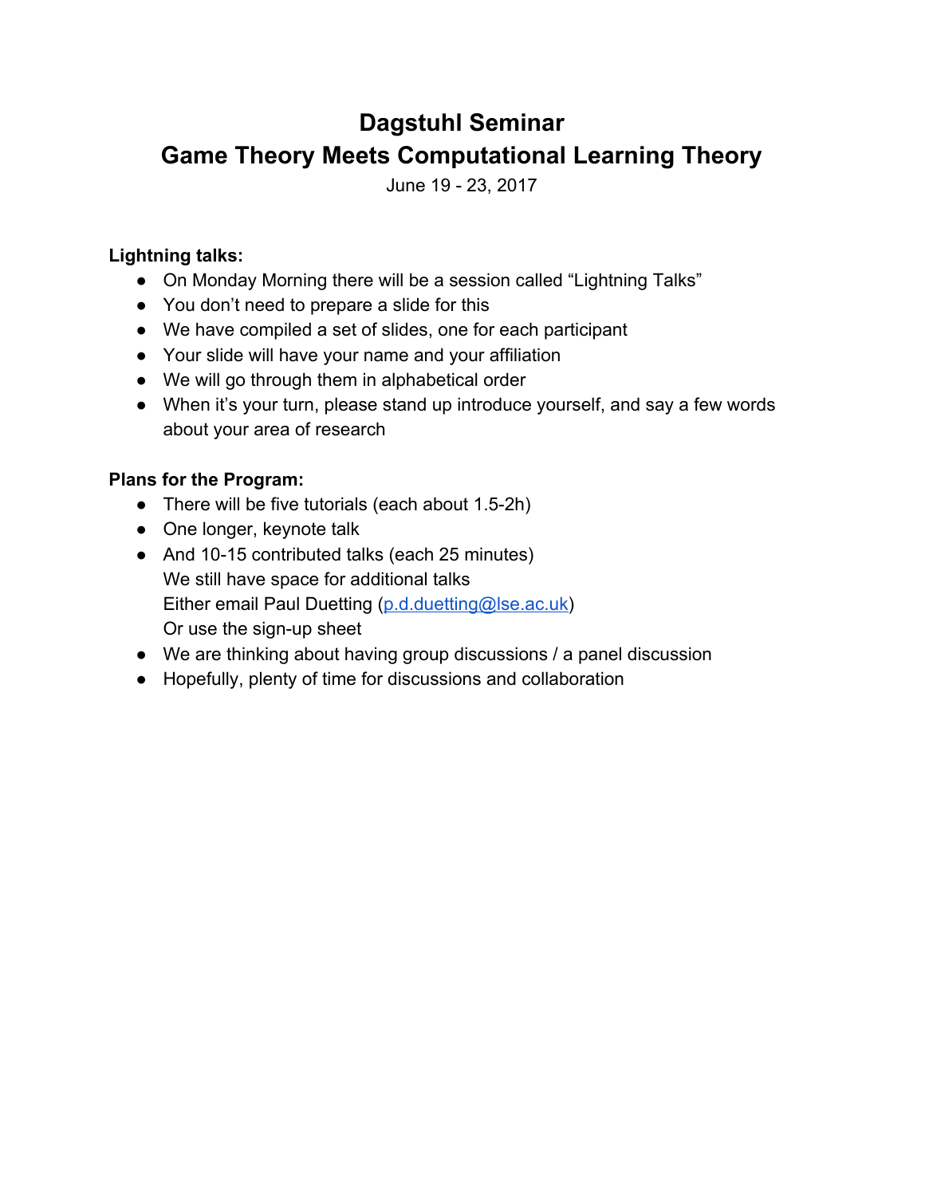# Dagstuhl Seminar
# Game Theory Meets Computational Learning Theory

June 19 - 23, 2017

**Lightning talks:**

- On Monday Morning there will be a session called "Lightning Talks"
- You don't need to prepare a slide for this
- We have compiled a set of slides, one for each participant
- Your slide will have your name and your affiliation
- We will go through them in alphabetical order
- When it's your turn, please stand up introduce yourself, and say a few words about your area of research

**Plans for the Program:**

- There will be five tutorials (each about 1.5-2h)
- One longer, keynote talk
- And 10-15 contributed talks (each 25 minutes)
  We still have space for additional talks
  Either email Paul Duetting (p.d.duetting@lse.ac.uk)
  Or use the sign-up sheet
- We are thinking about having group discussions / a panel discussion
- Hopefully, plenty of time for discussions and collaboration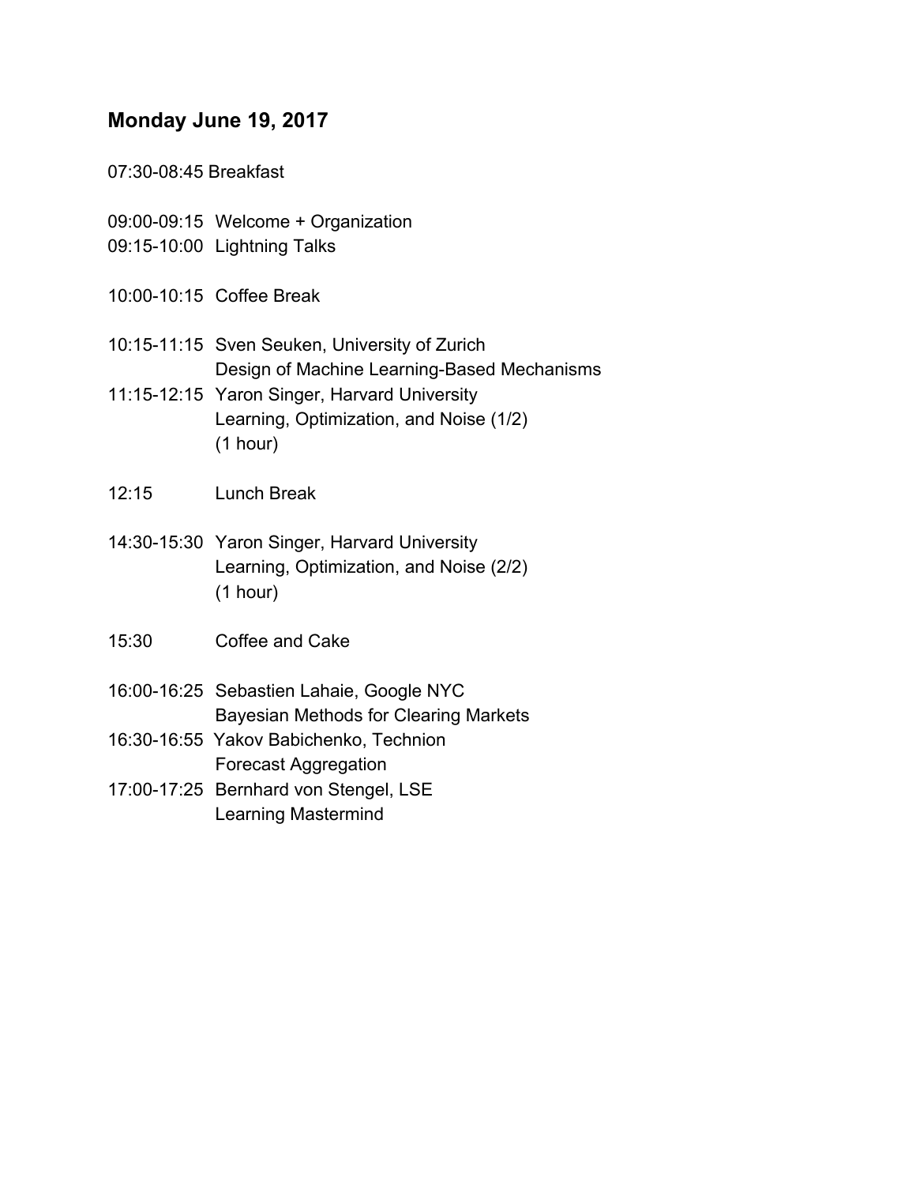## Monday June 19, 2017

07:30-08:45 Breakfast

09:00-09:15 Welcome + Organization
09:15-10:00 Lightning Talks

10:00-10:15 Coffee Break

10:15-11:15 Sven Seuken, University of Zurich
Design of Machine Learning-Based Mechanisms
11:15-12:15 Yaron Singer, Harvard University
Learning, Optimization, and Noise (1/2)
(1 hour)

12:15 Lunch Break

14:30-15:30 Yaron Singer, Harvard University
Learning, Optimization, and Noise (2/2)
(1 hour)

15:30 Coffee and Cake

16:00-16:25 Sebastien Lahaie, Google NYC
Bayesian Methods for Clearing Markets
16:30-16:55 Yakov Babichenko, Technion
Forecast Aggregation
17:00-17:25 Bernhard von Stengel, LSE
Learning Mastermind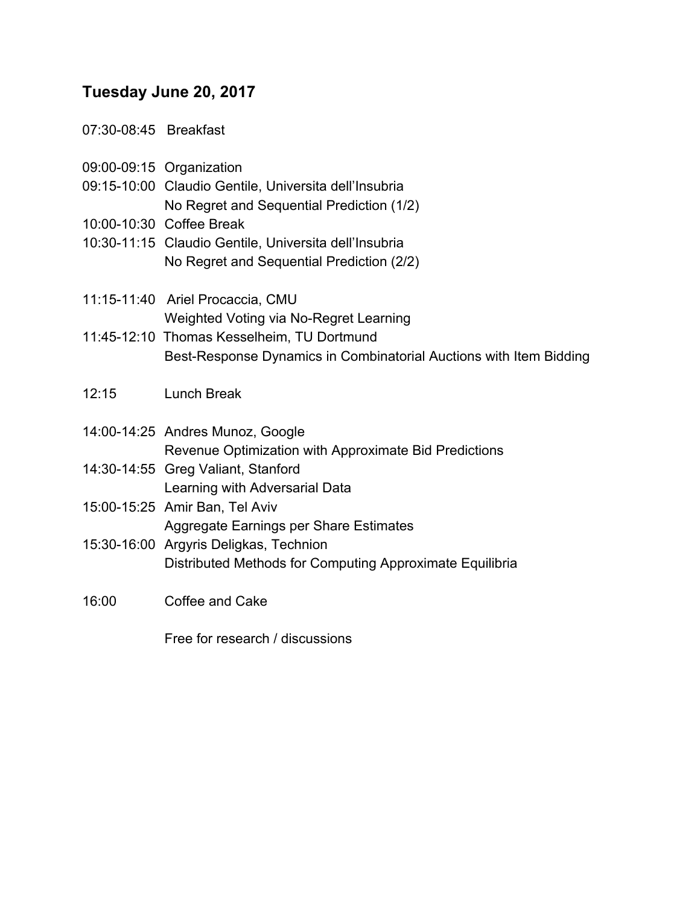## Tuesday June 20, 2017

07:30-08:45 Breakfast

09:00-09:15 Organization
09:15-10:00 Claudio Gentile, Universita dell'Insubria
No Regret and Sequential Prediction (1/2)
10:00-10:30 Coffee Break
10:30-11:15 Claudio Gentile, Universita dell'Insubria
No Regret and Sequential Prediction (2/2)

11:15-11:40 Ariel Procaccia, CMU
Weighted Voting via No-Regret Learning
11:45-12:10 Thomas Kesselheim, TU Dortmund
Best-Response Dynamics in Combinatorial Auctions with Item Bidding

12:15 Lunch Break

14:00-14:25 Andres Munoz, Google
Revenue Optimization with Approximate Bid Predictions
14:30-14:55 Greg Valiant, Stanford
Learning with Adversarial Data
15:00-15:25 Amir Ban, Tel Aviv
Aggregate Earnings per Share Estimates
15:30-16:00 Argyris Deligkas, Technion
Distributed Methods for Computing Approximate Equilibria

16:00 Coffee and Cake

Free for research / discussions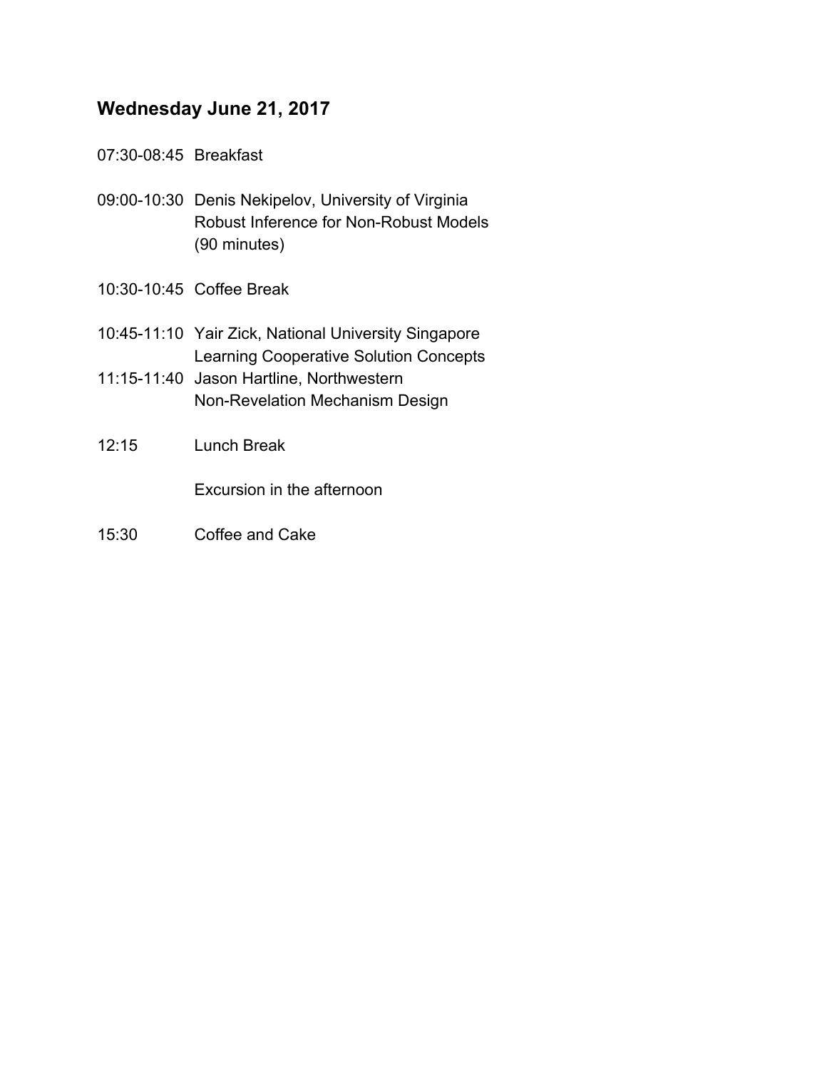## Wednesday June 21, 2017

07:30-08:45 Breakfast

09:00-10:30 Denis Nekipelov, University of Virginia
Robust Inference for Non-Robust Models
(90 minutes)

10:30-10:45 Coffee Break

10:45-11:10 Yair Zick, National University Singapore
Learning Cooperative Solution Concepts

11:15-11:40 Jason Hartline, Northwestern
Non-Revelation Mechanism Design

12:15 Lunch Break

Excursion in the afternoon

15:30 Coffee and Cake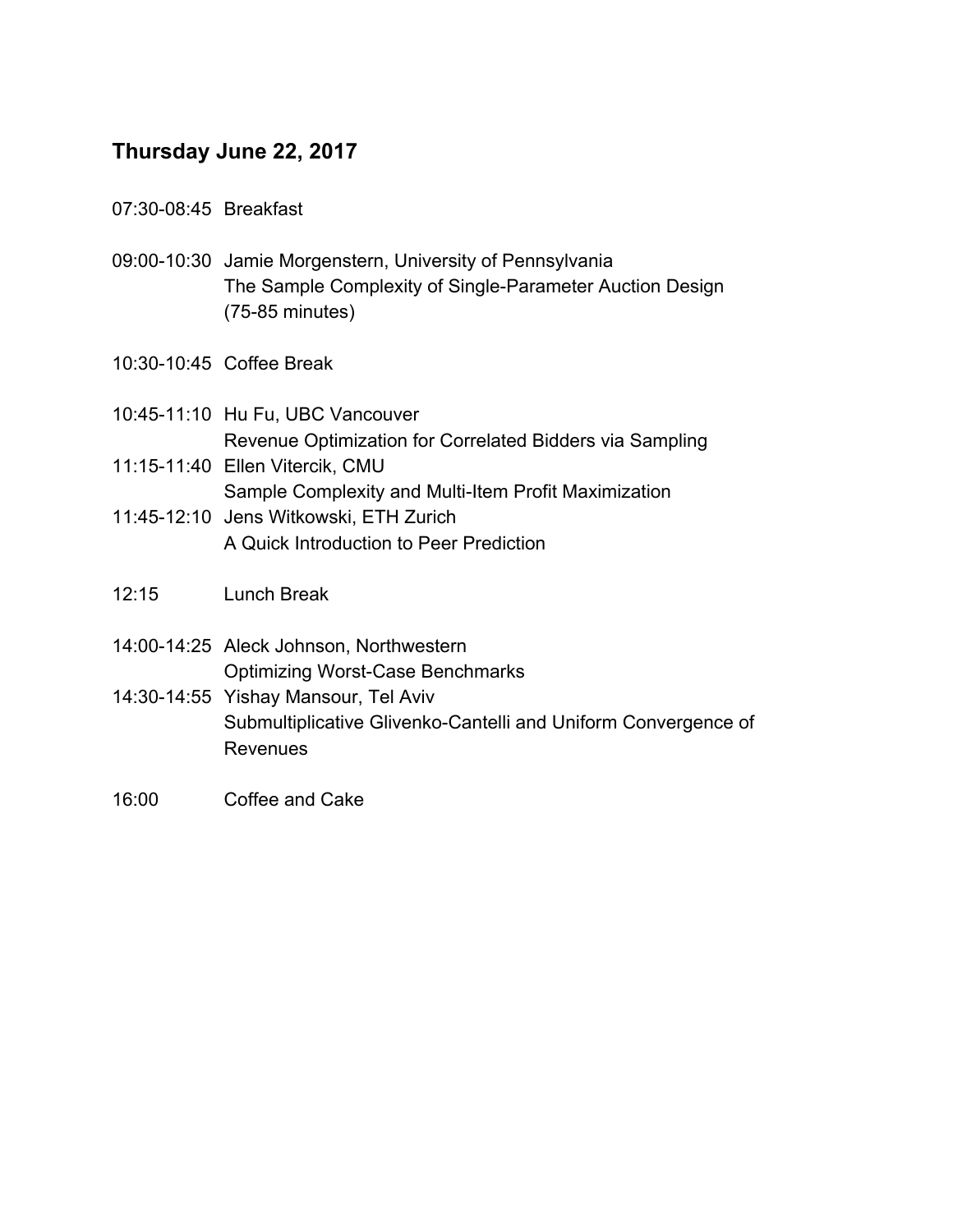## Thursday June 22, 2017

07:30-08:45 Breakfast

09:00-10:30 Jamie Morgenstern, University of Pennsylvania
The Sample Complexity of Single-Parameter Auction Design
(75-85 minutes)

10:30-10:45 Coffee Break

10:45-11:10 Hu Fu, UBC Vancouver
Revenue Optimization for Correlated Bidders via Sampling

11:15-11:40 Ellen Vitercik, CMU
Sample Complexity and Multi-Item Profit Maximization

11:45-12:10 Jens Witkowski, ETH Zurich
A Quick Introduction to Peer Prediction

12:15 Lunch Break

14:00-14:25 Aleck Johnson, Northwestern
Optimizing Worst-Case Benchmarks

14:30-14:55 Yishay Mansour, Tel Aviv
Submultiplicative Glivenko-Cantelli and Uniform Convergence of Revenues

16:00 Coffee and Cake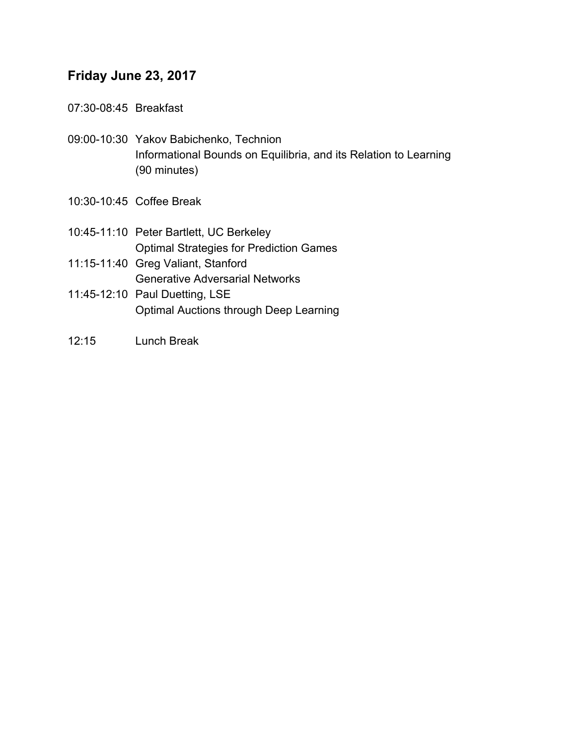## Friday June 23, 2017

07:30-08:45 Breakfast

09:00-10:30 Yakov Babichenko, Technion
Informational Bounds on Equilibria, and its Relation to Learning
(90 minutes)

10:30-10:45 Coffee Break

10:45-11:10 Peter Bartlett, UC Berkeley
Optimal Strategies for Prediction Games
11:15-11:40 Greg Valiant, Stanford
Generative Adversarial Networks
11:45-12:10 Paul Duetting, LSE
Optimal Auctions through Deep Learning

12:15 Lunch Break